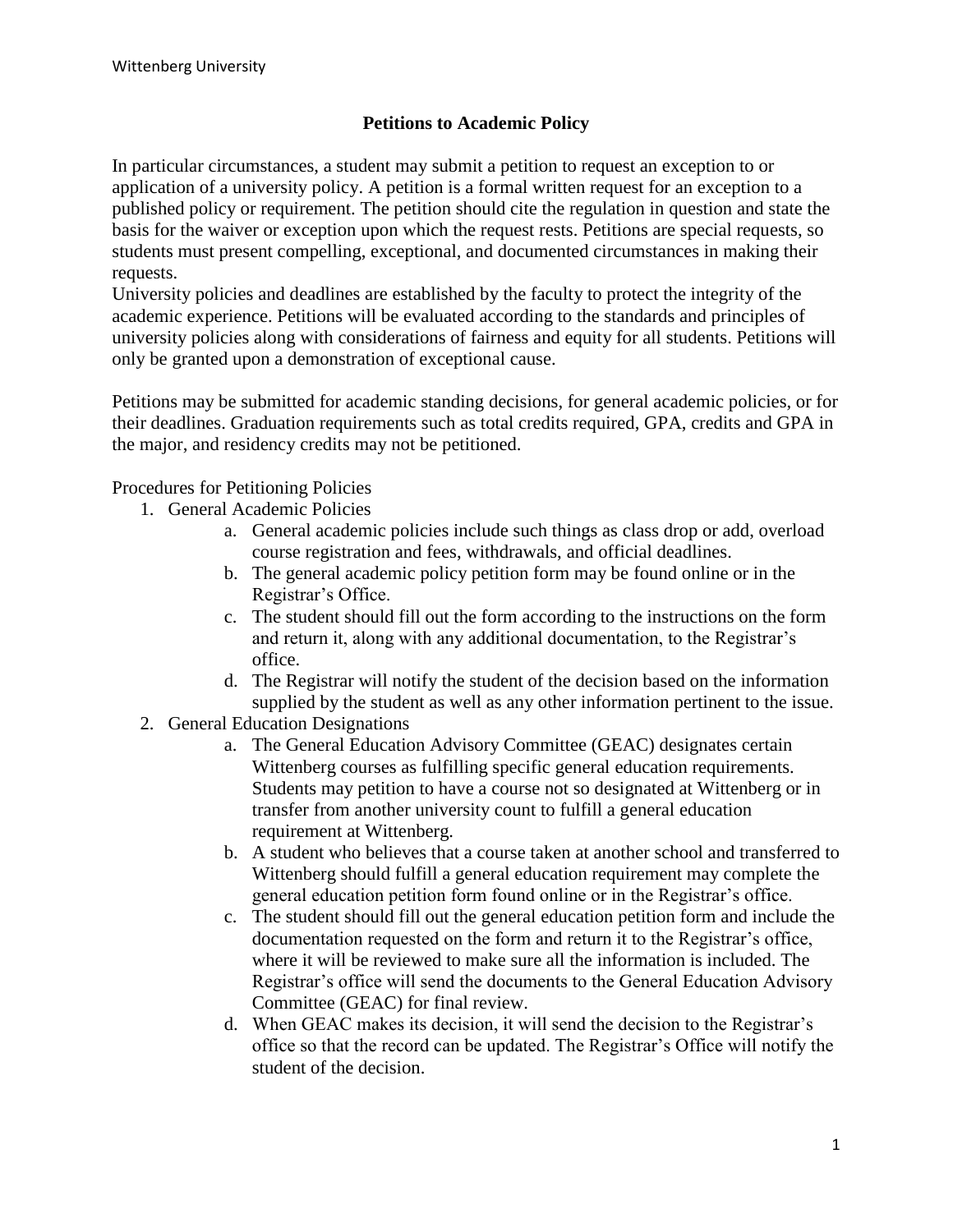# Petitions to Academic Policy

In particular circumstances, a student may submit a petition to request an exception to or application of a university policy. A petition is a formal written request for an exception to a published policy or requirement. The petition should cite the regulation in question and state the basis for the waiver or exception upon which the request rests. Petitions are special requests, so students must present compelling, exceptional, and documented circumstances in making their requests.

University policies and deadlines are established by the faculty to protect the integrity of the academic experience. Petitions will be evaluated according to the standards and principles of university policies along with considerations of fairness and equity for all students. Petitions will only be granted upon a demonstration of exceptional cause.

Petitions may be submitted for academic standing decisions, for general academic policies, or for their deadlines. Graduation requirements such as total credits required, GPA, credits and GPA in the major, and residency credits may not be petitioned.

Procedures for Petitioning Policies

1. General Academic Policies
    a. General academic policies include such things as class drop or add, overload course registration and fees, withdrawals, and official deadlines.
    b. The general academic policy petition form may be found online or in the Registrar's Office.
    c. The student should fill out the form according to the instructions on the form and return it, along with any additional documentation, to the Registrar's office.
    d. The Registrar will notify the student of the decision based on the information supplied by the student as well as any other information pertinent to the issue.
2. General Education Designations
    a. The General Education Advisory Committee (GEAC) designates certain Wittenberg courses as fulfilling specific general education requirements. Students may petition to have a course not so designated at Wittenberg or in transfer from another university count to fulfill a general education requirement at Wittenberg.
    b. A student who believes that a course taken at another school and transferred to Wittenberg should fulfill a general education requirement may complete the general education petition form found online or in the Registrar's office.
    c. The student should fill out the general education petition form and include the documentation requested on the form and return it to the Registrar's office, where it will be reviewed to make sure all the information is included. The Registrar's office will send the documents to the General Education Advisory Committee (GEAC) for final review.
    d. When GEAC makes its decision, it will send the decision to the Registrar's office so that the record can be updated. The Registrar's Office will notify the student of the decision.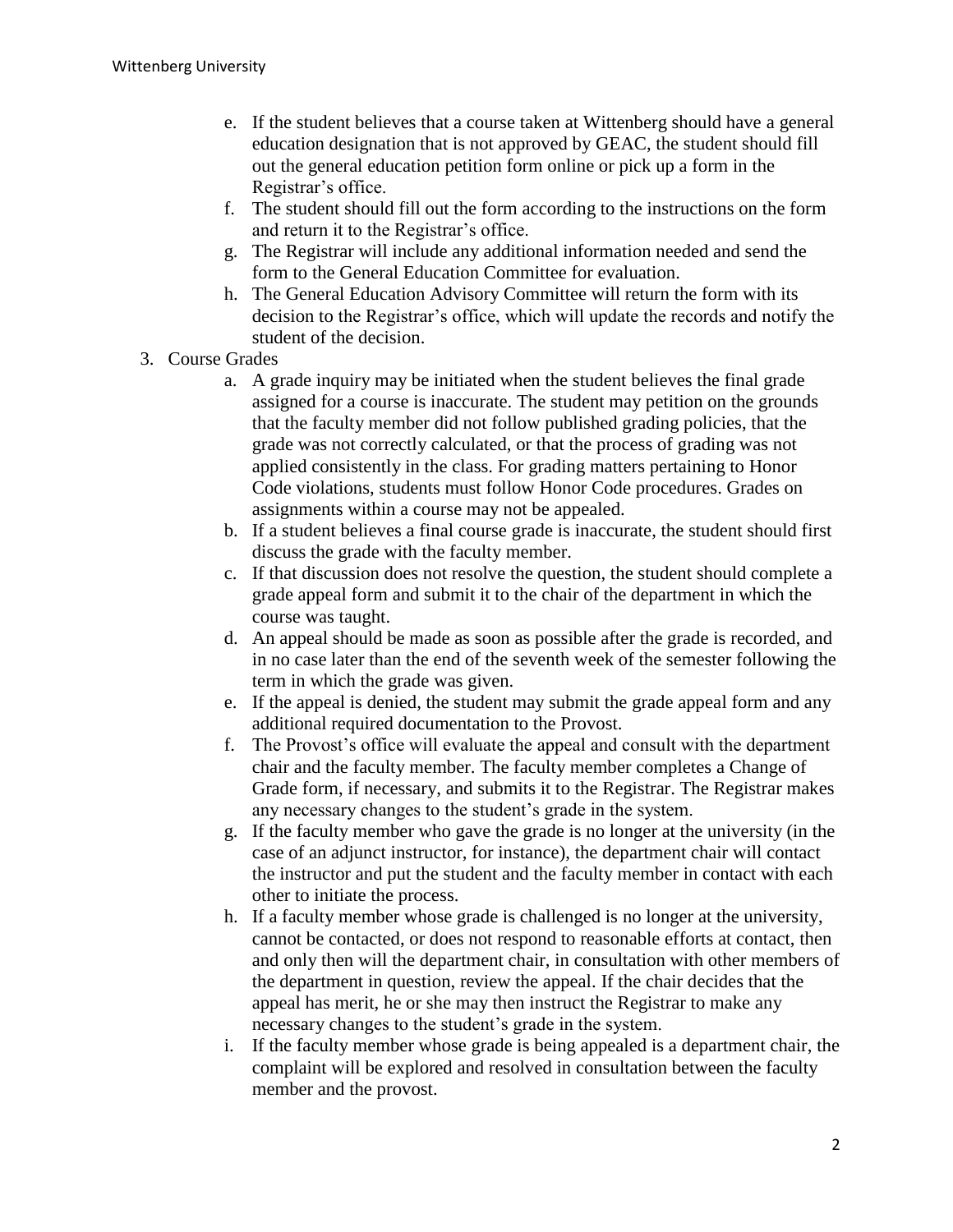e. If the student believes that a course taken at Wittenberg should have a general education designation that is not approved by GEAC, the student should fill out the general education petition form online or pick up a form in the Registrar's office.
f. The student should fill out the form according to the instructions on the form and return it to the Registrar's office.
g. The Registrar will include any additional information needed and send the form to the General Education Committee for evaluation.
h. The General Education Advisory Committee will return the form with its decision to the Registrar's office, which will update the records and notify the student of the decision.

3. Course Grades
   a. A grade inquiry may be initiated when the student believes the final grade assigned for a course is inaccurate. The student may petition on the grounds that the faculty member did not follow published grading policies, that the grade was not correctly calculated, or that the process of grading was not applied consistently in the class. For grading matters pertaining to Honor Code violations, students must follow Honor Code procedures. Grades on assignments within a course may not be appealed.
   b. If a student believes a final course grade is inaccurate, the student should first discuss the grade with the faculty member.
   c. If that discussion does not resolve the question, the student should complete a grade appeal form and submit it to the chair of the department in which the course was taught.
   d. An appeal should be made as soon as possible after the grade is recorded, and in no case later than the end of the seventh week of the semester following the term in which the grade was given.
   e. If the appeal is denied, the student may submit the grade appeal form and any additional required documentation to the Provost.
   f. The Provost's office will evaluate the appeal and consult with the department chair and the faculty member. The faculty member completes a Change of Grade form, if necessary, and submits it to the Registrar. The Registrar makes any necessary changes to the student's grade in the system.
   g. If the faculty member who gave the grade is no longer at the university (in the case of an adjunct instructor, for instance), the department chair will contact the instructor and put the student and the faculty member in contact with each other to initiate the process.
   h. If a faculty member whose grade is challenged is no longer at the university, cannot be contacted, or does not respond to reasonable efforts at contact, then and only then will the department chair, in consultation with other members of the department in question, review the appeal. If the chair decides that the appeal has merit, he or she may then instruct the Registrar to make any necessary changes to the student's grade in the system.
   i. If the faculty member whose grade is being appealed is a department chair, the complaint will be explored and resolved in consultation between the faculty member and the provost.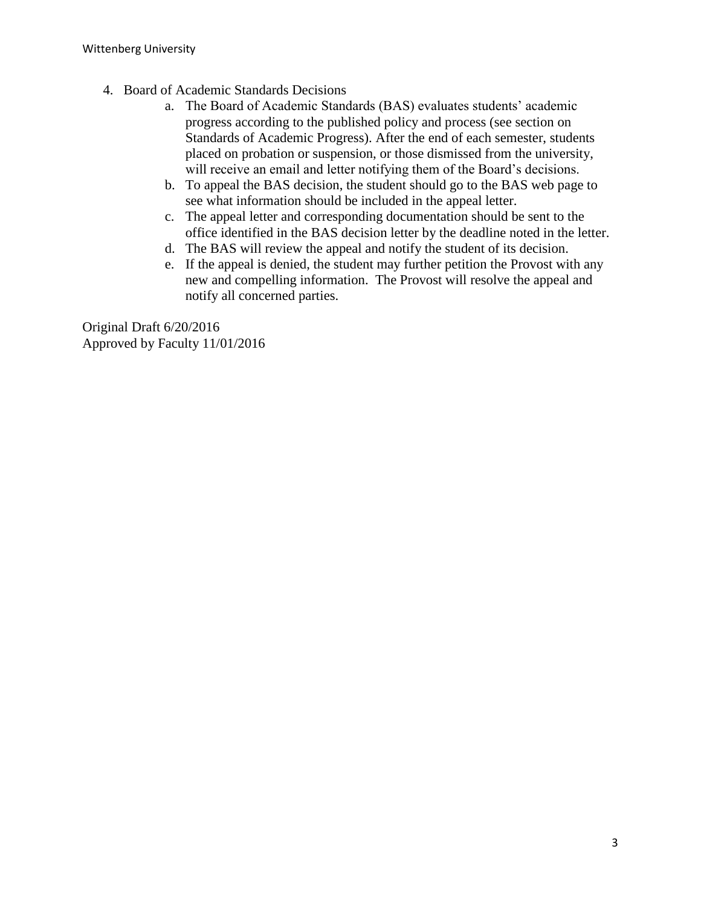4. Board of Academic Standards Decisions
    a. The Board of Academic Standards (BAS) evaluates students' academic progress according to the published policy and process (see section on Standards of Academic Progress). After the end of each semester, students placed on probation or suspension, or those dismissed from the university, will receive an email and letter notifying them of the Board's decisions.
    b. To appeal the BAS decision, the student should go to the BAS web page to see what information should be included in the appeal letter.
    c. The appeal letter and corresponding documentation should be sent to the office identified in the BAS decision letter by the deadline noted in the letter.
    d. The BAS will review the appeal and notify the student of its decision.
    e. If the appeal is denied, the student may further petition the Provost with any new and compelling information. The Provost will resolve the appeal and notify all concerned parties.

Original Draft 6/20/2016
Approved by Faculty 11/01/2016